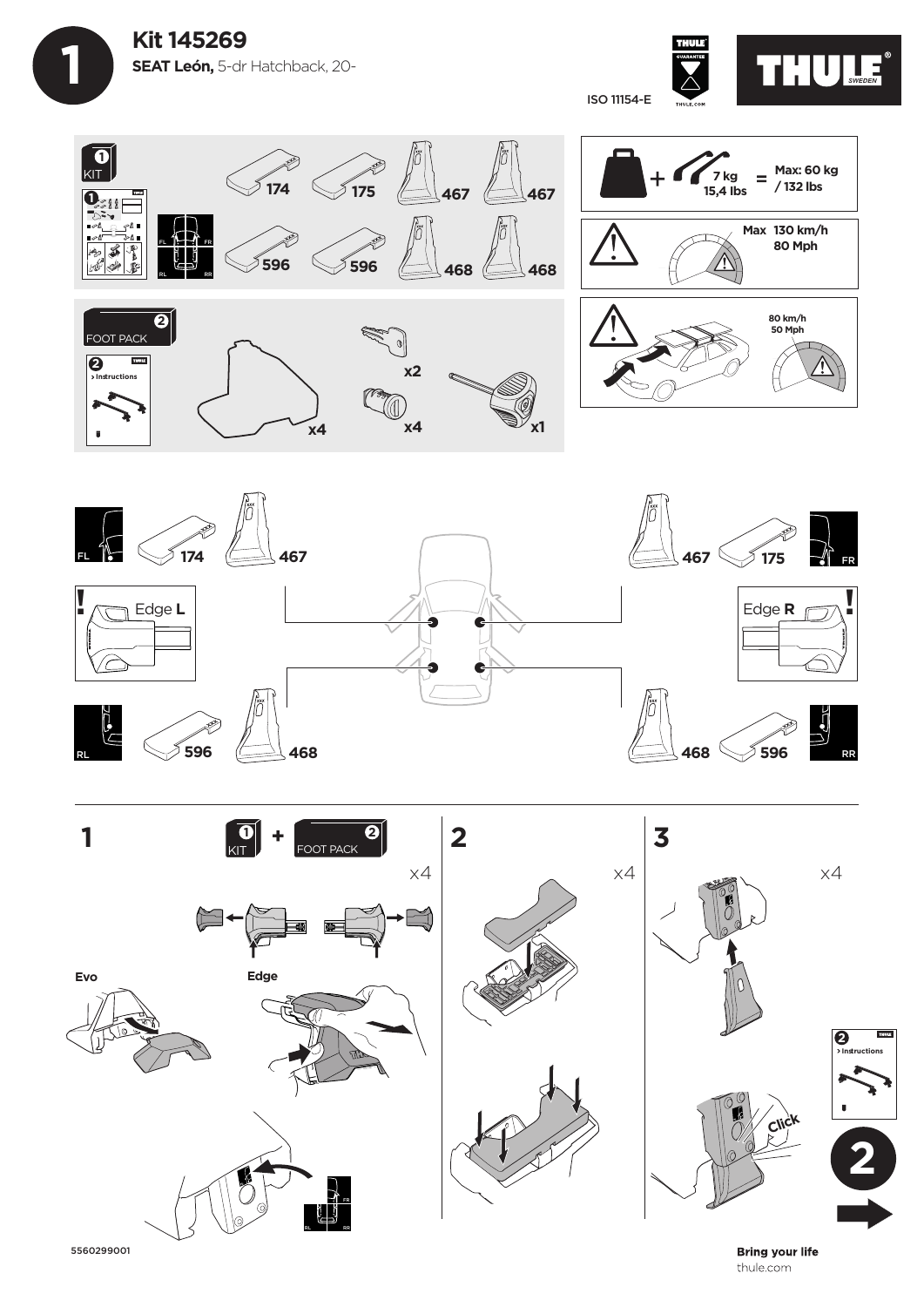# Kit 145269

**SEAT León,** 5-dr Hatchback, 20-

ISO 11154-E

THULE GUARANTEE THULE.COM

THULE SWEDEN

## 1 KIT

174 175 467 467

596 596 468 468

FL FR RL RR

## 2 FOOT PACK

> Instructions

x4 x2 x4 x1

7 kg 15,4 lbs = Max: 60 kg / 132 lbs

Max 130 km/h 80 Mph

80 km/h 50 Mph

FL 174 467 — 467 175 FR

Edge **L** — Edge **R**

RL 596 468 — 468 596 RR

## 1

1 KIT + 2 FOOT PACK

x4

Evo

Edge

FL FR RL RR

## 2

x4

## 3

x4

Click

2 > Instructions

2

5560299001

**Bring your life**

thule.com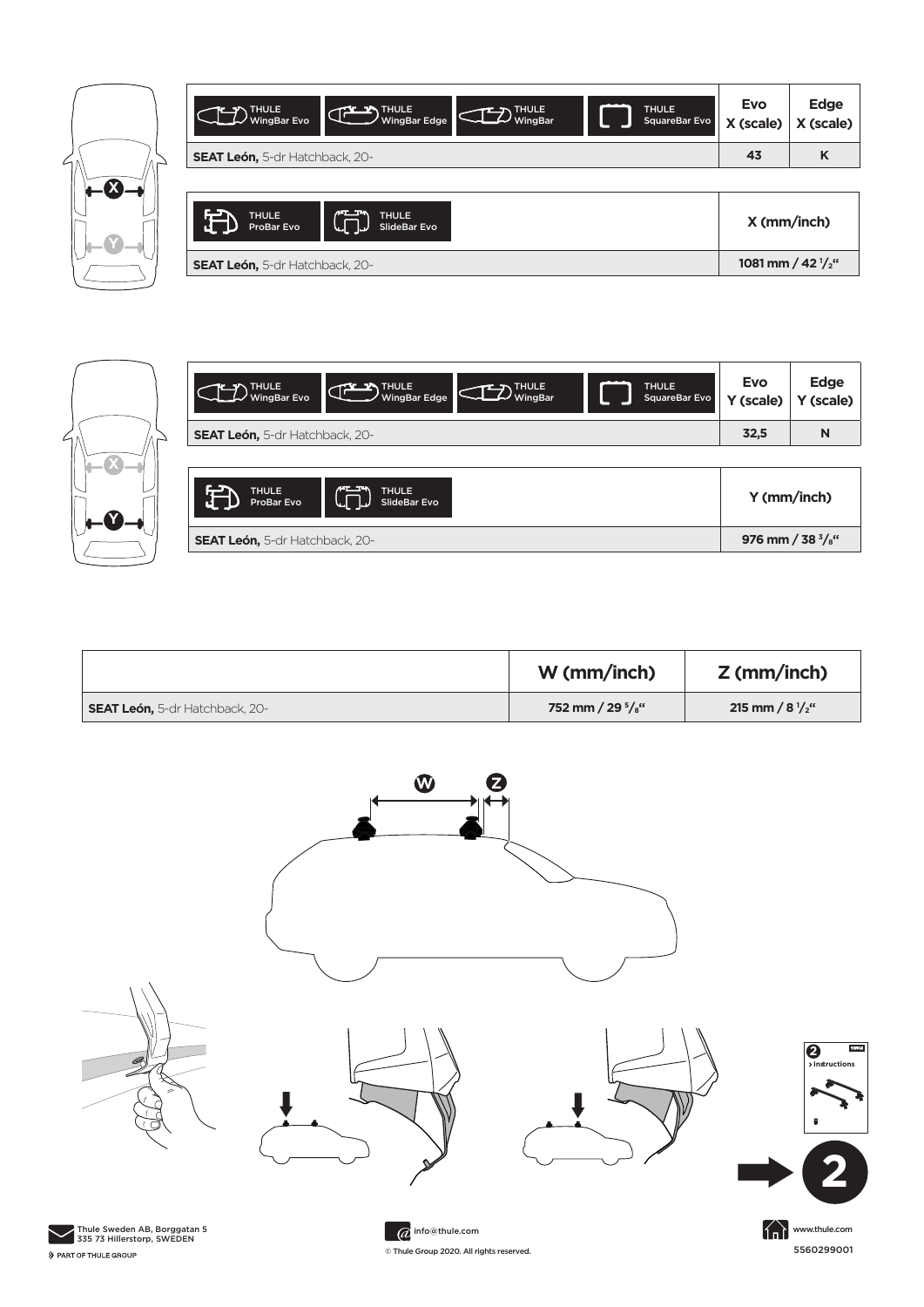| THULE WingBar Evo / THULE WingBar Edge / THULE WingBar / THULE SquareBar Evo | Evo X (scale) | Edge X (scale) |
| --- | --- | --- |
| **SEAT León,** 5-dr Hatchback, 20- | 43 | K |

| THULE ProBar Evo / THULE SlideBar Evo | X (mm/inch) |
| --- | --- |
| **SEAT León,** 5-dr Hatchback, 20- | 1081 mm / 42 $^1/_2$" |

| THULE WingBar Evo / THULE WingBar Edge / THULE WingBar / THULE SquareBar Evo | Evo Y (scale) | Edge Y (scale) |
| --- | --- | --- |
| **SEAT León,** 5-dr Hatchback, 20- | 32,5 | N |

| THULE ProBar Evo / THULE SlideBar Evo | Y (mm/inch) |
| --- | --- |
| **SEAT León,** 5-dr Hatchback, 20- | 976 mm / 38 $^3/_8$" |

| | W (mm/inch) | Z (mm/inch) |
| --- | --- | --- |
| **SEAT León,** 5-dr Hatchback, 20- | 752 mm / 29 $^5/_8$" | 215 mm / 8 $^1/_2$" |

W

Z

2

> Instructions

2

Thule Sweden AB, Borggatan 5
335 73 Hillerstorp, SWEDEN

PART OF THULE GROUP

info@thule.com

© Thule Group 2020. All rights reserved.

www.thule.com

5560299001